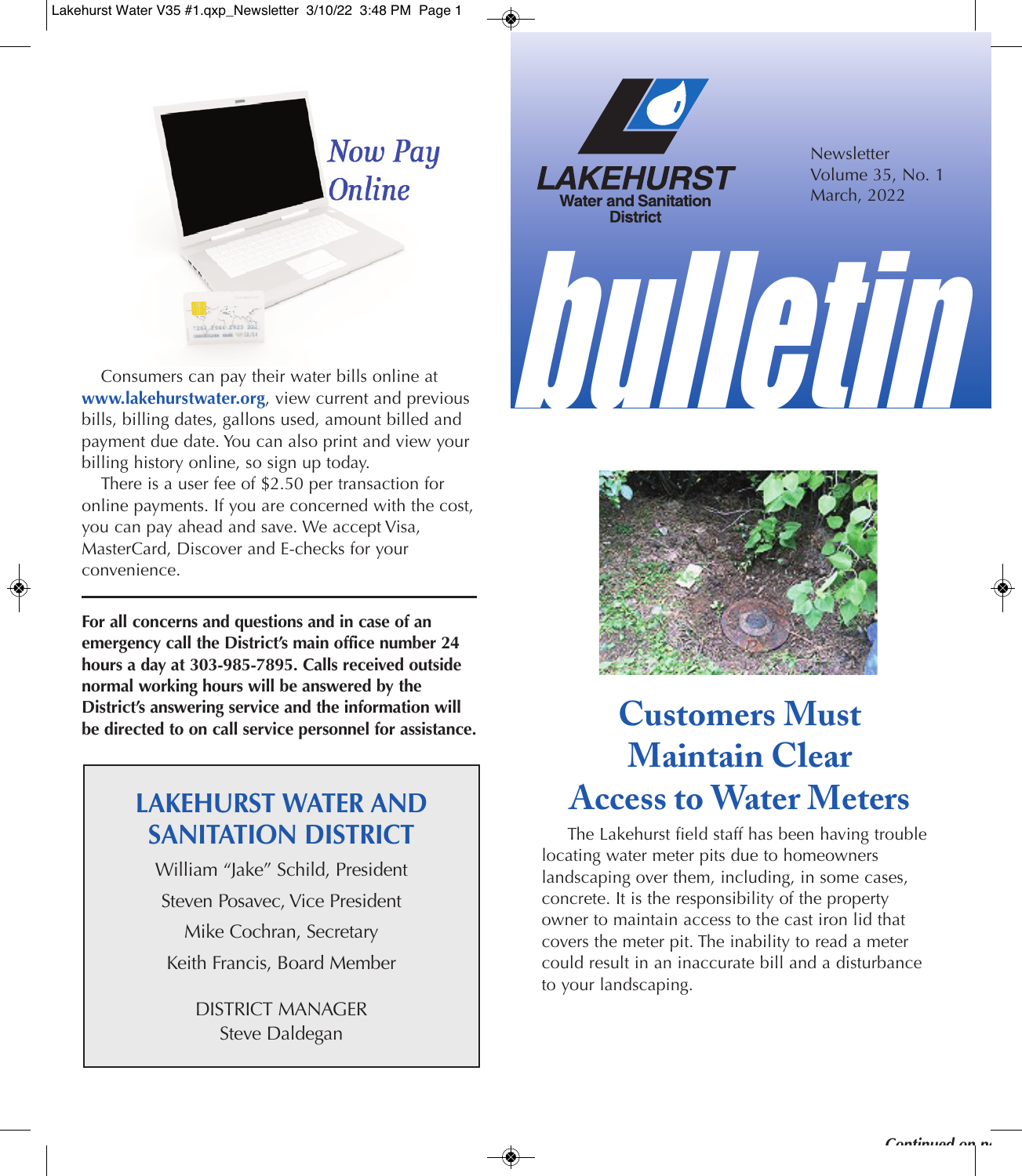# bulletin

**LAKEHURST**
**Water and Sanitation District**

Newsletter
Volume 35, No. 1
March, 2022

## *Now Pay Online*

Consumers can pay their water bills online at **www.lakehurstwater.org**, view current and previous bills, billing dates, gallons used, amount billed and payment due date. You can also print and view your billing history online, so sign up today.

There is a user fee of $2.50 per transaction for online payments. If you are concerned with the cost, you can pay ahead and save. We accept Visa, MasterCard, Discover and E-checks for your convenience.

**For all concerns and questions and in case of an emergency call the District's main office number 24 hours a day at 303-985-7895. Calls received outside normal working hours will be answered by the District's answering service and the information will be directed to on call service personnel for assistance.**

## LAKEHURST WATER AND SANITATION DISTRICT

William "Jake" Schild, President

Steven Posavec, Vice President

Mike Cochran, Secretary

Keith Francis, Board Member

DISTRICT MANAGER
Steve Daldegan

## Customers Must Maintain Clear Access to Water Meters

The Lakehurst field staff has been having trouble locating water meter pits due to homeowners landscaping over them, including, in some cases, concrete. It is the responsibility of the property owner to maintain access to the cast iron lid that covers the meter pit. The inability to read a meter could result in an inaccurate bill and a disturbance to your landscaping.

*Continued on n...*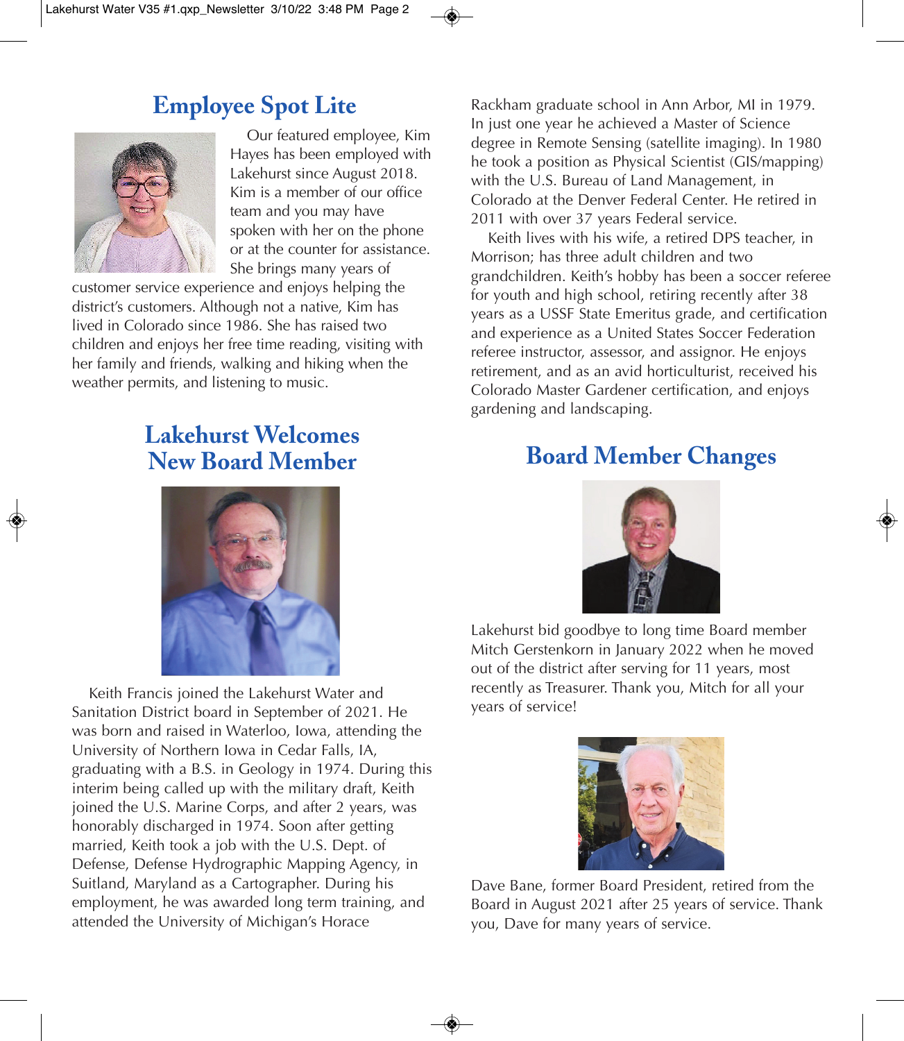## Employee Spot Lite

Our featured employee, Kim Hayes has been employed with Lakehurst since August 2018. Kim is a member of our office team and you may have spoken with her on the phone or at the counter for assistance. She brings many years of customer service experience and enjoys helping the district's customers. Although not a native, Kim has lived in Colorado since 1986. She has raised two children and enjoys her free time reading, visiting with her family and friends, walking and hiking when the weather permits, and listening to music.

## Lakehurst Welcomes New Board Member

Keith Francis joined the Lakehurst Water and Sanitation District board in September of 2021. He was born and raised in Waterloo, Iowa, attending the University of Northern Iowa in Cedar Falls, IA, graduating with a B.S. in Geology in 1974. During this interim being called up with the military draft, Keith joined the U.S. Marine Corps, and after 2 years, was honorably discharged in 1974. Soon after getting married, Keith took a job with the U.S. Dept. of Defense, Defense Hydrographic Mapping Agency, in Suitland, Maryland as a Cartographer. During his employment, he was awarded long term training, and attended the University of Michigan's Horace Rackham graduate school in Ann Arbor, MI in 1979. In just one year he achieved a Master of Science degree in Remote Sensing (satellite imaging). In 1980 he took a position as Physical Scientist (GIS/mapping) with the U.S. Bureau of Land Management, in Colorado at the Denver Federal Center. He retired in 2011 with over 37 years Federal service.

Keith lives with his wife, a retired DPS teacher, in Morrison; has three adult children and two grandchildren. Keith's hobby has been a soccer referee for youth and high school, retiring recently after 38 years as a USSF State Emeritus grade, and certification and experience as a United States Soccer Federation referee instructor, assessor, and assignor. He enjoys retirement, and as an avid horticulturist, received his Colorado Master Gardener certification, and enjoys gardening and landscaping.

## Board Member Changes

Lakehurst bid goodbye to long time Board member Mitch Gerstenkorn in January 2022 when he moved out of the district after serving for 11 years, most recently as Treasurer. Thank you, Mitch for all your years of service!

Dave Bane, former Board President, retired from the Board in August 2021 after 25 years of service. Thank you, Dave for many years of service.